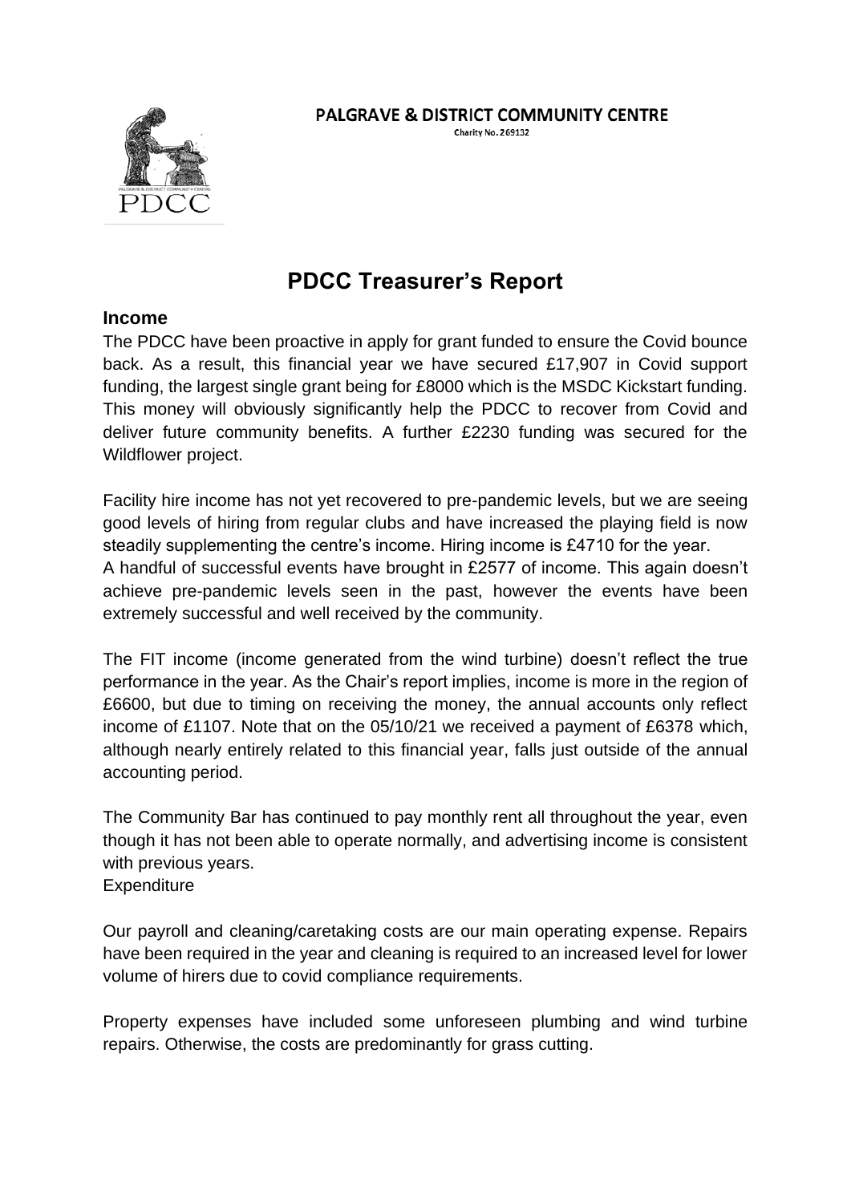**PALGRAVE & DISTRICT COMMUNITY CENTRE**

Charity No. 269132

# PDCC Treasurer's Report

## Income

The PDCC have been proactive in apply for grant funded to ensure the Covid bounce back. As a result, this financial year we have secured £17,907 in Covid support funding, the largest single grant being for £8000 which is the MSDC Kickstart funding. This money will obviously significantly help the PDCC to recover from Covid and deliver future community benefits. A further £2230 funding was secured for the Wildflower project.

Facility hire income has not yet recovered to pre-pandemic levels, but we are seeing good levels of hiring from regular clubs and have increased the playing field is now steadily supplementing the centre's income. Hiring income is £4710 for the year.
A handful of successful events have brought in £2577 of income. This again doesn't achieve pre-pandemic levels seen in the past, however the events have been extremely successful and well received by the community.

The FIT income (income generated from the wind turbine) doesn't reflect the true performance in the year. As the Chair's report implies, income is more in the region of £6600, but due to timing on receiving the money, the annual accounts only reflect income of £1107. Note that on the 05/10/21 we received a payment of £6378 which, although nearly entirely related to this financial year, falls just outside of the annual accounting period.

The Community Bar has continued to pay monthly rent all throughout the year, even though it has not been able to operate normally, and advertising income is consistent with previous years.
Expenditure

Our payroll and cleaning/caretaking costs are our main operating expense. Repairs have been required in the year and cleaning is required to an increased level for lower volume of hirers due to covid compliance requirements.

Property expenses have included some unforeseen plumbing and wind turbine repairs. Otherwise, the costs are predominantly for grass cutting.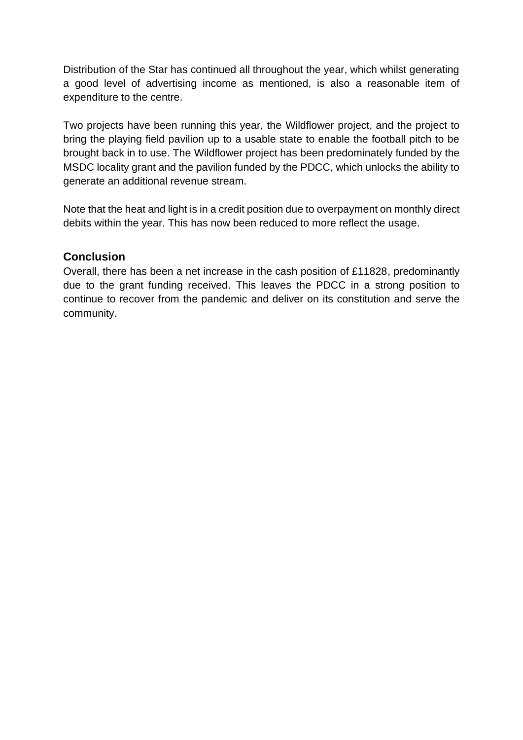Distribution of the Star has continued all throughout the year, which whilst generating a good level of advertising income as mentioned, is also a reasonable item of expenditure to the centre.

Two projects have been running this year, the Wildflower project, and the project to bring the playing field pavilion up to a usable state to enable the football pitch to be brought back in to use. The Wildflower project has been predominately funded by the MSDC locality grant and the pavilion funded by the PDCC, which unlocks the ability to generate an additional revenue stream.

Note that the heat and light is in a credit position due to overpayment on monthly direct debits within the year. This has now been reduced to more reflect the usage.

## Conclusion

Overall, there has been a net increase in the cash position of £11828, predominantly due to the grant funding received. This leaves the PDCC in a strong position to continue to recover from the pandemic and deliver on its constitution and serve the community.